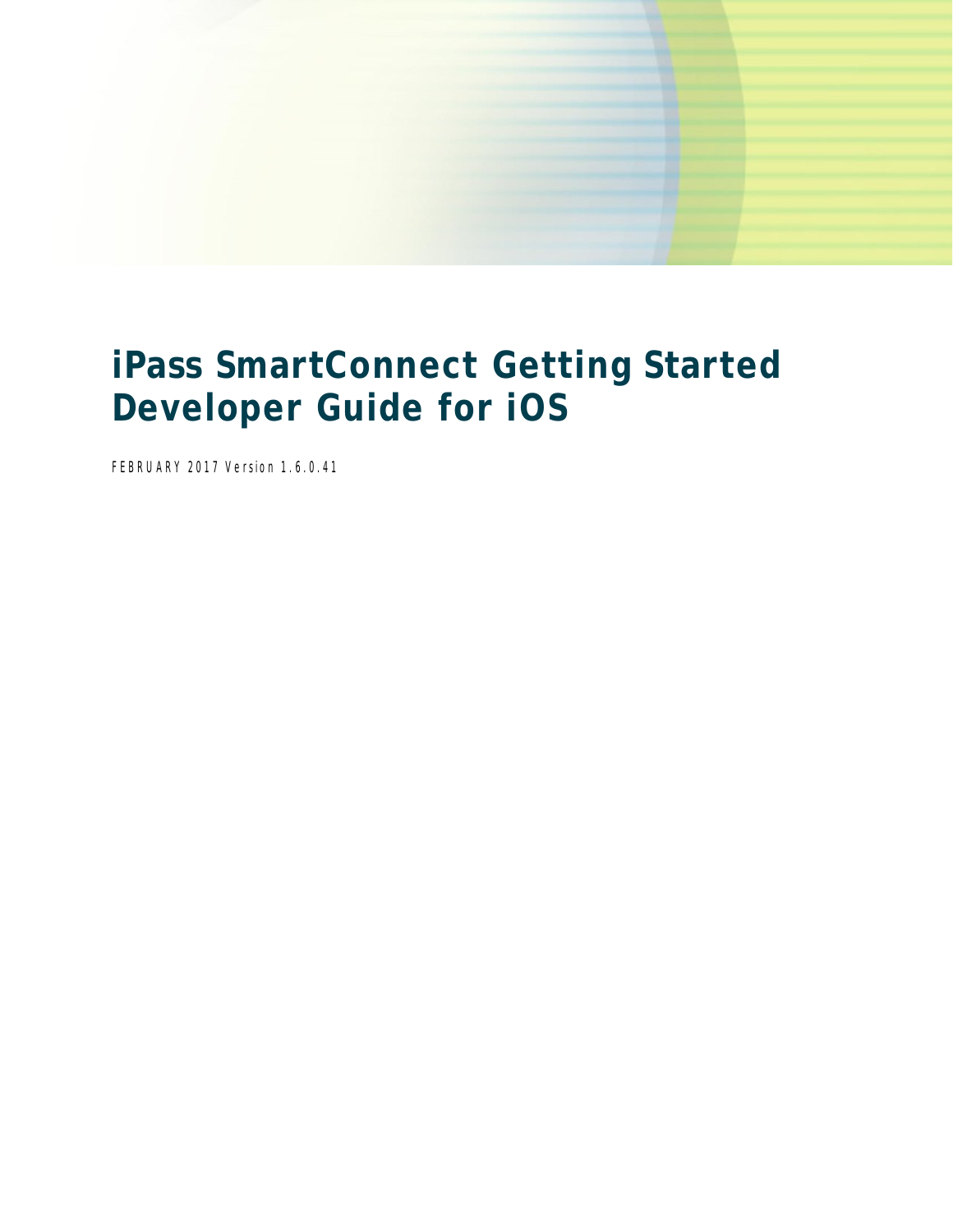# iPass SmartConnect Getting Started Developer Guide for iOS

FEBRUARY 2017 Version 1.6.0.41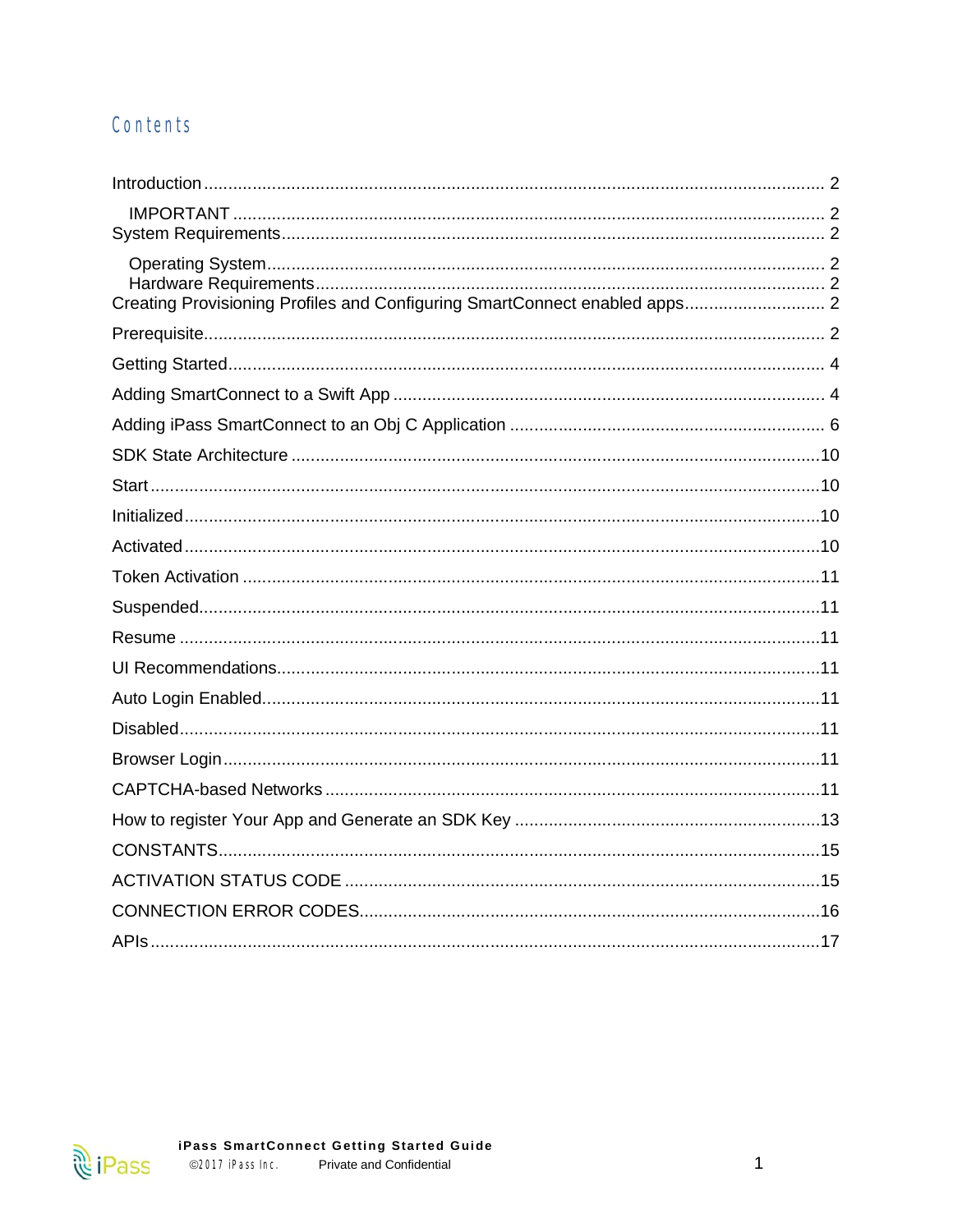# Contents

Introduction ........................................................................................................................ 2

  IMPORTANT ................................................................................................................ 2

System Requirements ........................................................................................................ 2

  Operating System ......................................................................................................... 2

  Hardware Requirements ................................................................................................ 2

Creating Provisioning Profiles and Configuring SmartConnect enabled apps ............................. 2

Prerequisite ......................................................................................................................... 2

Getting Started .................................................................................................................... 4

Adding SmartConnect to a Swift App ................................................................................... 4

Adding iPass SmartConnect to an Obj C Application ............................................................ 6

SDK State Architecture ...................................................................................................... 10

Start ................................................................................................................................... 10

Initialized ........................................................................................................................... 10

Activated ............................................................................................................................ 10

Token Activation ................................................................................................................ 11

Suspended ......................................................................................................................... 11

Resume .............................................................................................................................. 11

UI Recommendations .......................................................................................................... 11

Auto Login Enabled ............................................................................................................ 11

Disabled ............................................................................................................................. 11

Browser Login .................................................................................................................... 11

CAPTCHA-based Networks ................................................................................................. 11

How to register Your App and Generate an SDK Key .......................................................... 13

CONSTANTS ....................................................................................................................... 15

ACTIVATION STATUS CODE ............................................................................................... 15

CONNECTION ERROR CODES ............................................................................................ 16

APIs ................................................................................................................................... 17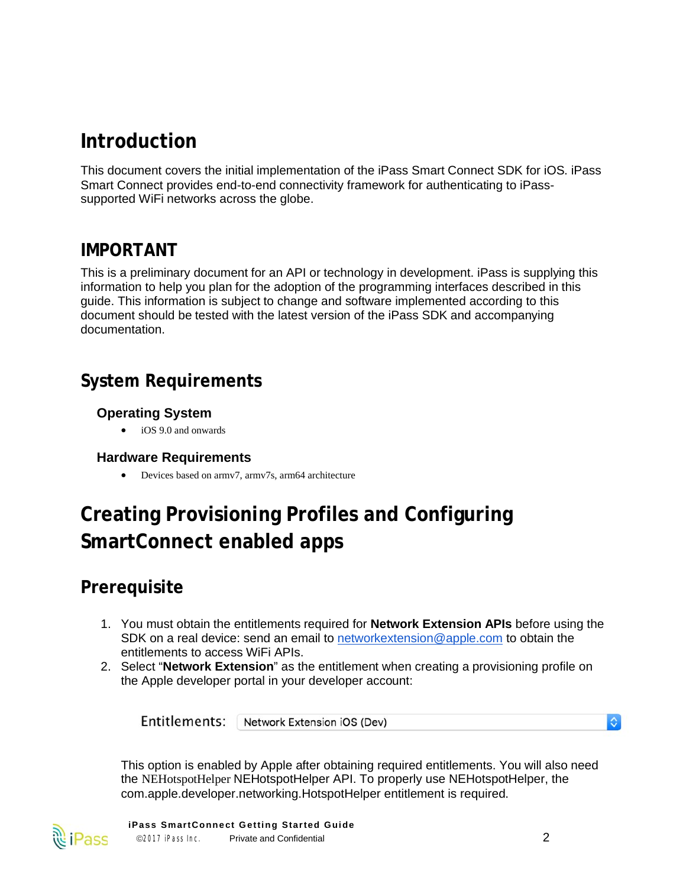# Introduction

This document covers the initial implementation of the iPass Smart Connect SDK for iOS. iPass Smart Connect provides end-to-end connectivity framework for authenticating to iPass-supported WiFi networks across the globe.

## IMPORTANT

This is a preliminary document for an API or technology in development. iPass is supplying this information to help you plan for the adoption of the programming interfaces described in this guide. This information is subject to change and software implemented according to this document should be tested with the latest version of the iPass SDK and accompanying documentation.

## System Requirements

### Operating System

- iOS 9.0 and onwards

### Hardware Requirements

- Devices based on armv7, armv7s, arm64 architecture

# Creating Provisioning Profiles and Configuring SmartConnect enabled apps

## Prerequisite

1. You must obtain the entitlements required for **Network Extension APIs** before using the SDK on a real device: send an email to networkextension@apple.com to obtain the entitlements to access WiFi APIs.
2. Select "**Network Extension**" as the entitlement when creating a provisioning profile on the Apple developer portal in your developer account:

   Entitlements: Network Extension iOS (Dev)

   This option is enabled by Apple after obtaining required entitlements. You will also need the NEHotspotHelper NEHotspotHelper API. To properly use NEHotspotHelper, the com.apple.developer.networking.HotspotHelper entitlement is required.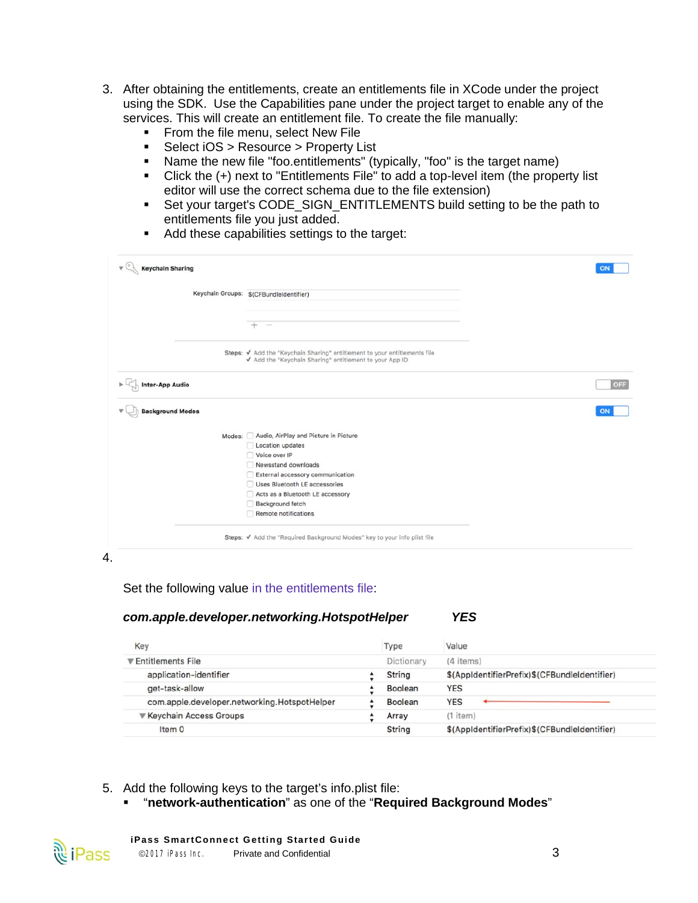3. After obtaining the entitlements, create an entitlements file in XCode under the project using the SDK. Use the Capabilities pane under the project target to enable any of the services. This will create an entitlement file. To create the file manually:
   - From the file menu, select New File
   - Select iOS > Resource > Property List
   - Name the new file "foo.entitlements" (typically, "foo" is the target name)
   - Click the (+) next to "Entitlements File" to add a top-level item (the property list editor will use the correct schema due to the file extension)
   - Set your target's CODE_SIGN_ENTITLEMENTS build setting to be the path to entitlements file you just added.
   - Add these capabilities settings to the target:

Keychain Sharing — ON

Keychain Groups: $(CFBundleIdentifier)

Steps: ✓ Add the "Keychain Sharing" entitlement to your entitlements file
✓ Add the "Keychain Sharing" entitlement to your App ID

Inter-App Audio — OFF

Background Modes — ON

Modes:
- Audio, AirPlay and Picture in Picture
- Location updates
- Voice over IP
- Newsstand downloads
- External accessory communication
- Uses Bluetooth LE accessories
- Acts as a Bluetooth LE accessory
- Background fetch
- Remote notifications

Steps: ✓ Add the "Required Background Modes" key to your info plist file

4. Set the following value in the entitlements file:

   ***com.apple.developer.networking.HotspotHelper*** ***YES***

| Key | Type | Value |
|---|---|---|
| ▼Entitlements File | Dictionary | (4 items) |
| application-identifier | String | $(AppIdentifierPrefix)$(CFBundleIdentifier) |
| get-task-allow | Boolean | YES |
| com.apple.developer.networking.HotspotHelper | Boolean | YES |
| ▼Keychain Access Groups | Array | (1 item) |
| Item 0 | String | $(AppIdentifierPrefix)$(CFBundleIdentifier) |

5. Add the following keys to the target's info.plist file:
   - "**network-authentication**" as one of the "**Required Background Modes**"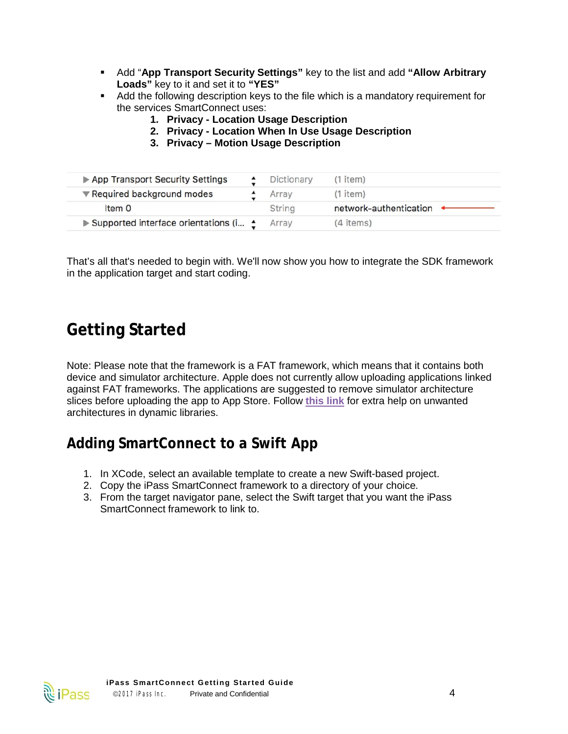- Add "**App Transport Security Settings"** key to the list and add **"Allow Arbitrary Loads"** key to it and set it to **"YES"**
- Add the following description keys to the file which is a mandatory requirement for the services SmartConnect uses:
  1. **Privacy - Location Usage Description**
  2. **Privacy - Location When In Use Usage Description**
  3. **Privacy – Motion Usage Description**

| | | |
|---|---|---|
| ▶ App Transport Security Settings | Dictionary | (1 item) |
| ▼ Required background modes | Array | (1 item) |
| Item 0 | String | network-authentication |
| ▶ Supported interface orientations (i... | Array | (4 items) |

That's all that's needed to begin with. We'll now show you how to integrate the SDK framework in the application target and start coding.

# Getting Started

Note: Please note that the framework is a FAT framework, which means that it contains both device and simulator architecture. Apple does not currently allow uploading applications linked against FAT frameworks. The applications are suggested to remove simulator architecture slices before uploading the app to App Store. Follow **this link** for extra help on unwanted architectures in dynamic libraries.

## Adding SmartConnect to a Swift App

1. In XCode, select an available template to create a new Swift-based project.
2. Copy the iPass SmartConnect framework to a directory of your choice.
3. From the target navigator pane, select the Swift target that you want the iPass SmartConnect framework to link to.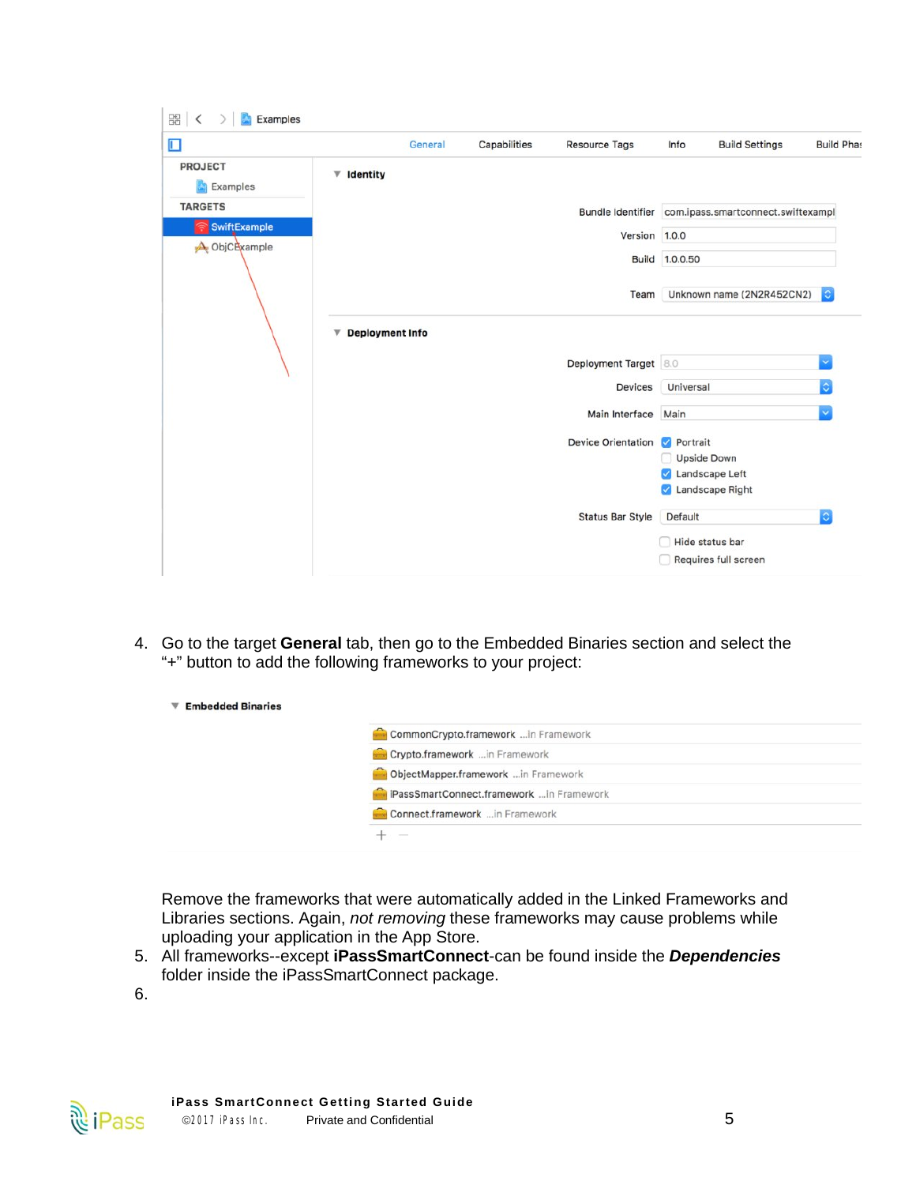4. Go to the target **General** tab, then go to the Embedded Binaries section and select the "+" button to add the following frameworks to your project:

   Remove the frameworks that were automatically added in the Linked Frameworks and Libraries sections. Again, *not removing* these frameworks may cause problems while uploading your application in the App Store.
5. All frameworks--except **iPassSmartConnect**-can be found inside the ***Dependencies*** folder inside the iPassSmartConnect package.
6.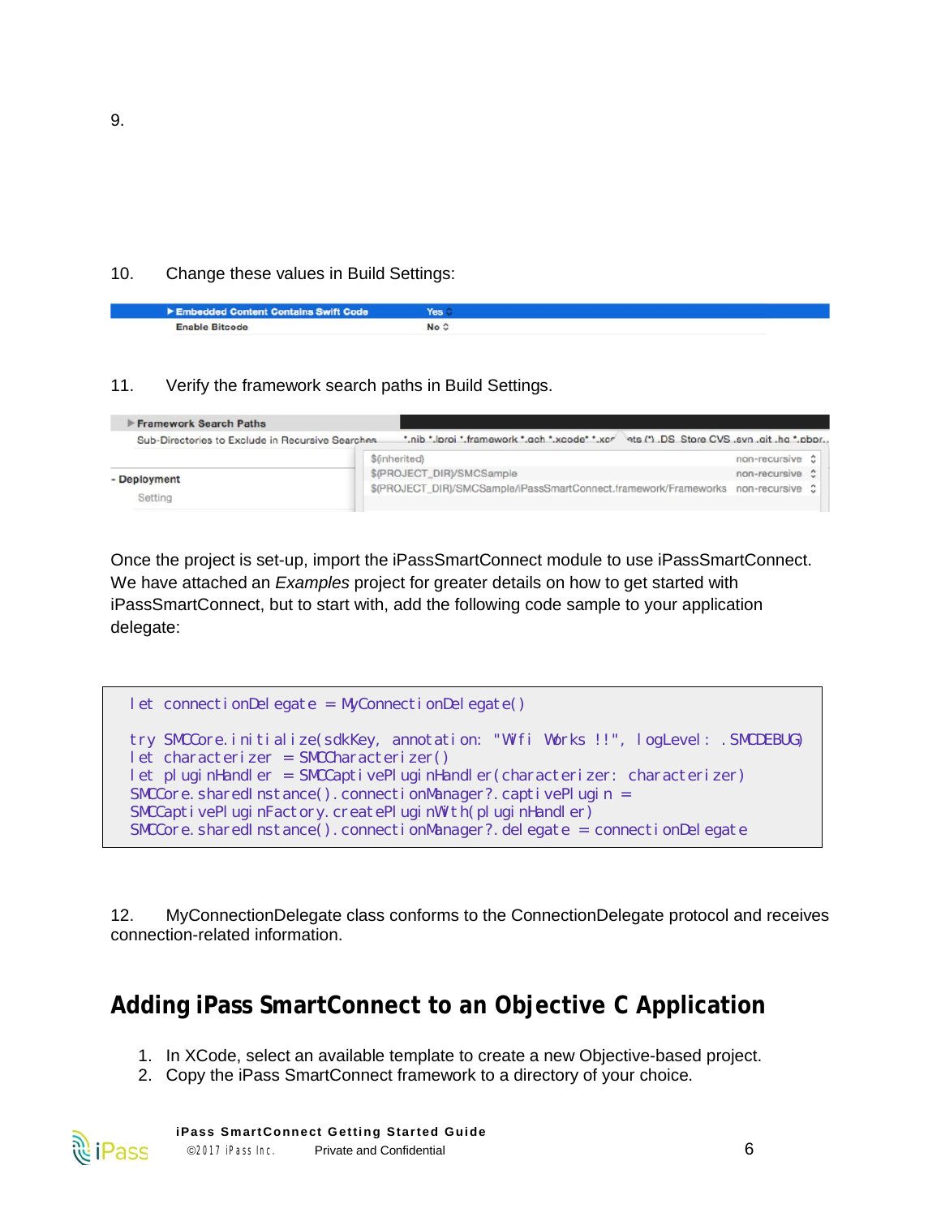9.

10. Change these values in Build Settings:

| | |
|---|---|
| ▸ Embedded Content Contains Swift Code | Yes ◇ |
| Enable Bitcode | No ◇ |

11. Verify the framework search paths in Build Settings.

| | | |
|---|---|---|
| ▸ Framework Search Paths | | |
| Sub-Directories to Exclude in Recursive Searches | *.nib *.lproj *.framework *.gch *.xcode* *.xc...ets (*) .DS_Store CVS .svn .git .hg *.pbpr.. | |
| | $(inherited) | non-recursive ◇ |
| - Deployment | $(PROJECT_DIR)/SMCSample | non-recursive ◇ |
| Setting | $(PROJECT_DIR)/SMCSample/iPassSmartConnect.framework/Frameworks | non-recursive ◇ |

Once the project is set-up, import the iPassSmartConnect module to use iPassSmartConnect. We have attached an *Examples* project for greater details on how to get started with iPassSmartConnect, but to start with, add the following code sample to your application delegate:

```
let connectionDelegate = MyConnectionDelegate()

try SMCCore.initialize(sdkKey, annotation: "Wifi Works !!", logLevel: .SMCDEBUG)
let characterizer = SMCCharacterizer()
let pluginHandler = SMCCaptivePluginHandler(characterizer: characterizer)
SMCCore.sharedInstance().connectionManager?.captivePlugin =
SMCCaptivePluginFactory.createPluginWith(pluginHandler)
SMCCore.sharedInstance().connectionManager?.delegate = connectionDelegate
```

12. MyConnectionDelegate class conforms to the ConnectionDelegate protocol and receives connection-related information.

## Adding iPass SmartConnect to an Objective C Application

1. In XCode, select an available template to create a new Objective-based project.
2. Copy the iPass SmartConnect framework to a directory of your choice.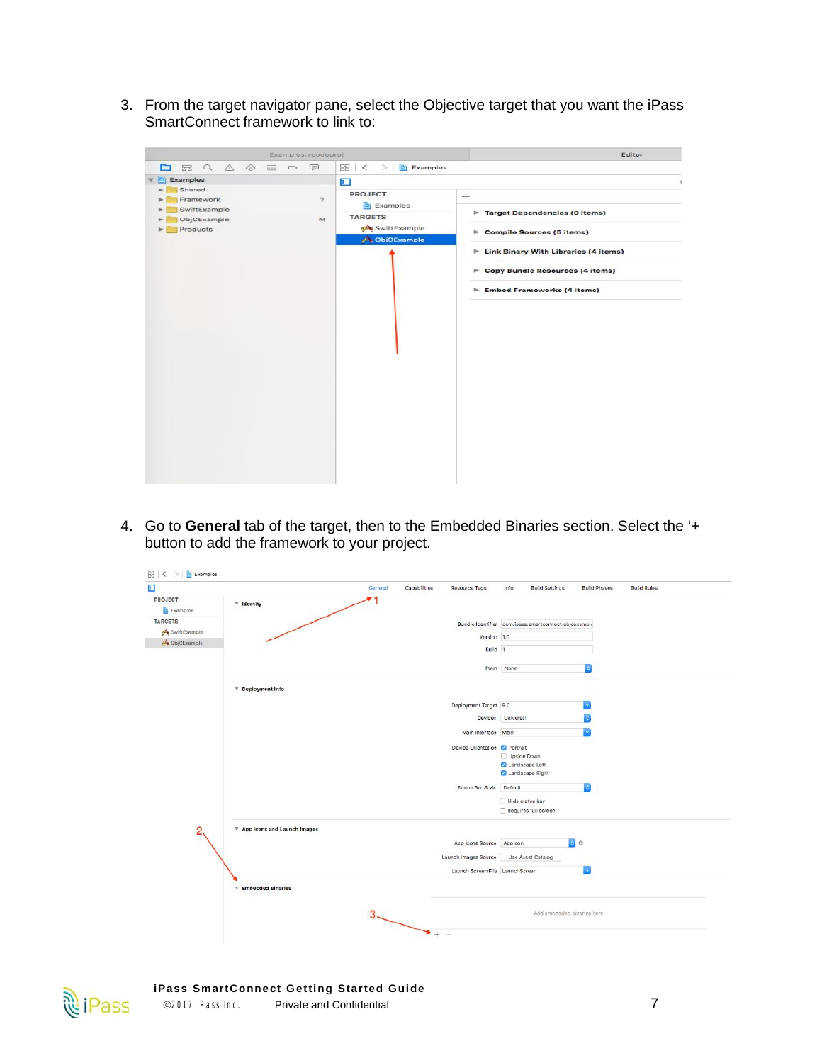3. From the target navigator pane, select the Objective target that you want the iPass SmartConnect framework to link to:

4. Go to **General** tab of the target, then to the Embedded Binaries section. Select the '+ button to add the framework to your project.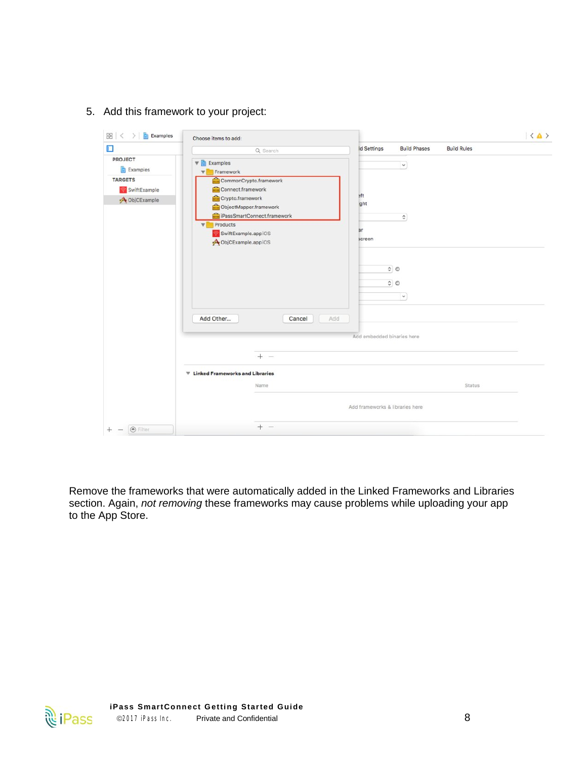5. Add this framework to your project:

Remove the frameworks that were automatically added in the Linked Frameworks and Libraries section. Again, *not removing* these frameworks may cause problems while uploading your app to the App Store.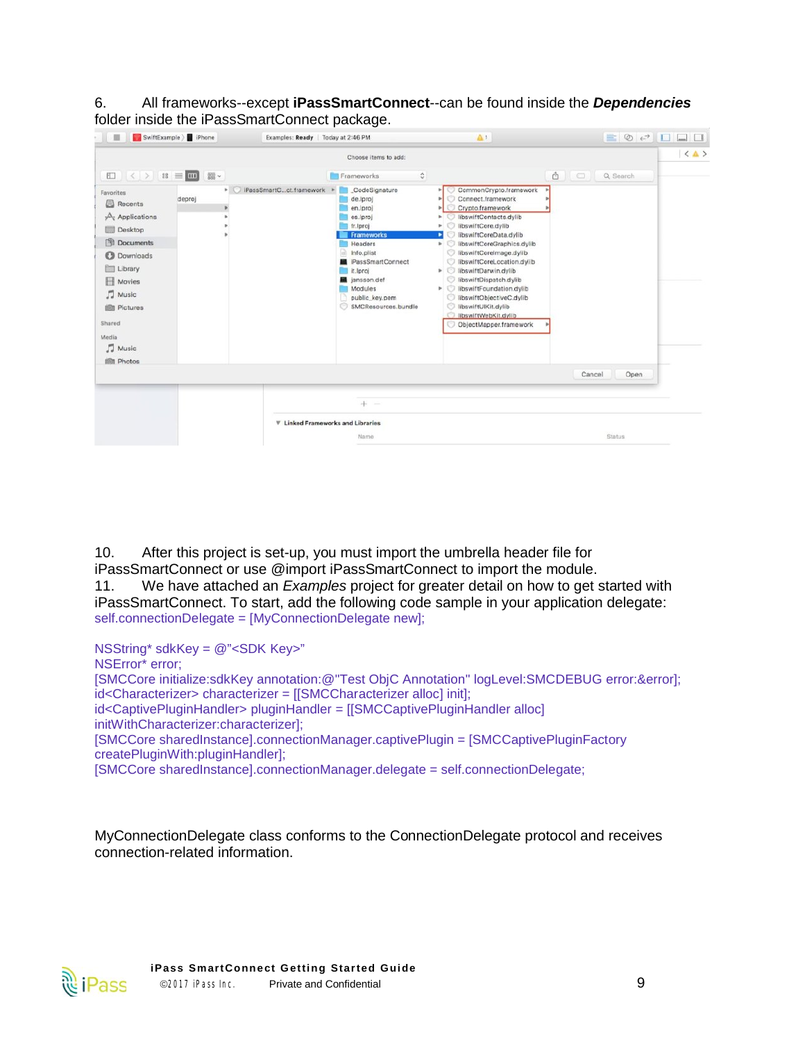6. All frameworks--except **iPassSmartConnect**--can be found inside the ***Dependencies*** folder inside the iPassSmartConnect package.

10. After this project is set-up, you must import the umbrella header file for iPassSmartConnect or use @import iPassSmartConnect to import the module.

11. We have attached an *Examples* project for greater detail on how to get started with iPassSmartConnect. To start, add the following code sample in your application delegate:

```
self.connectionDelegate = [MyConnectionDelegate new];

NSString* sdkKey = @"<SDK Key>"
NSError* error;
[SMCCore initialize:sdkKey annotation:@"Test ObjC Annotation" logLevel:SMCDEBUG error:&error];
id<Characterizer> characterizer = [[SMCCharacterizer alloc] init];
id<CaptivePluginHandler> pluginHandler = [[SMCCaptivePluginHandler alloc]
initWithCharacterizer:characterizer];
[SMCCore sharedInstance].connectionManager.captivePlugin = [SMCCaptivePluginFactory
createPluginWith:pluginHandler];
[SMCCore sharedInstance].connectionManager.delegate = self.connectionDelegate;
```

MyConnectionDelegate class conforms to the ConnectionDelegate protocol and receives connection-related information.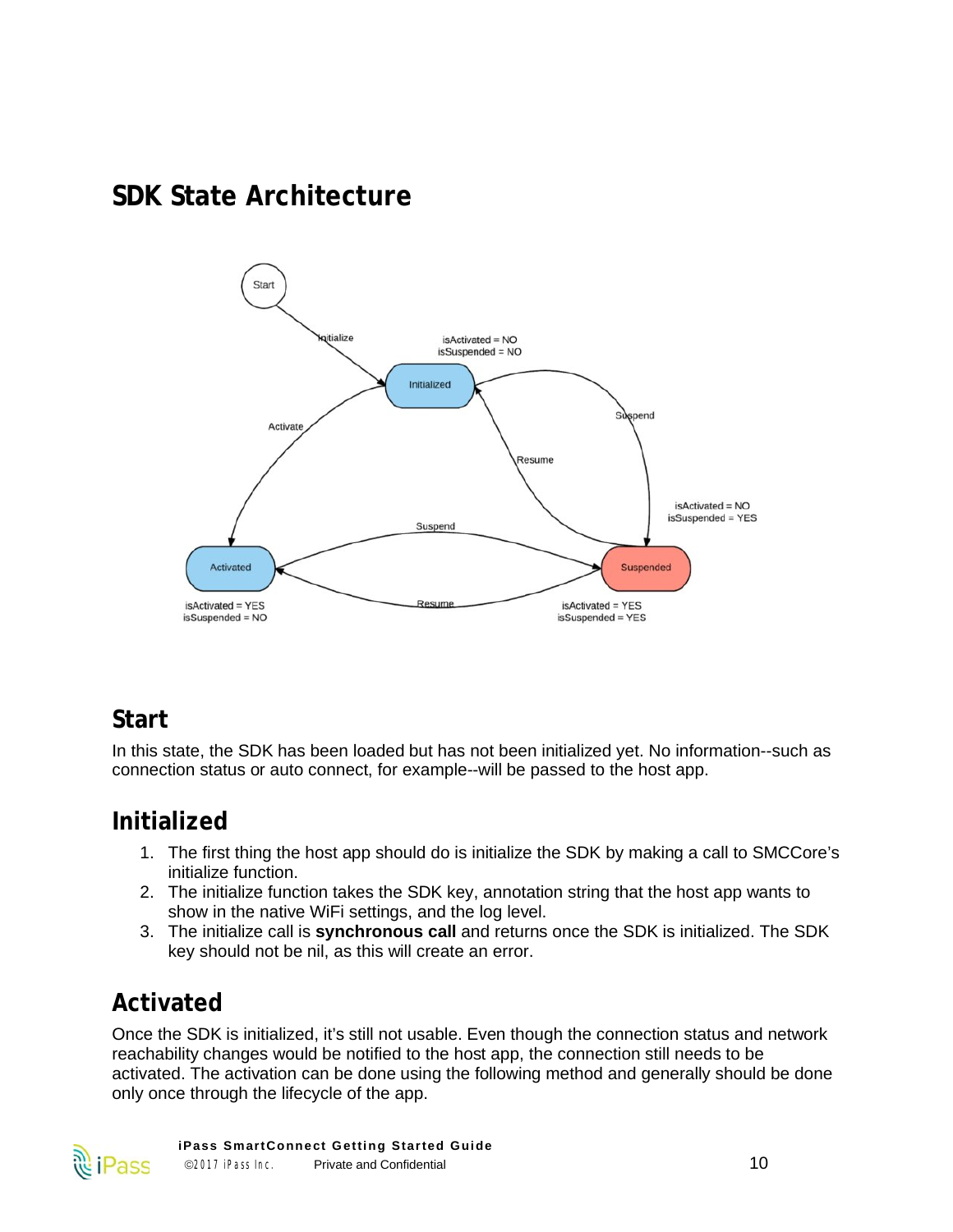# SDK State Architecture

## Start

In this state, the SDK has been loaded but has not been initialized yet. No information--such as connection status or auto connect, for example--will be passed to the host app.

## Initialized

1. The first thing the host app should do is initialize the SDK by making a call to SMCCore's initialize function.
2. The initialize function takes the SDK key, annotation string that the host app wants to show in the native WiFi settings, and the log level.
3. The initialize call is **synchronous call** and returns once the SDK is initialized. The SDK key should not be nil, as this will create an error.

## Activated

Once the SDK is initialized, it's still not usable. Even though the connection status and network reachability changes would be notified to the host app, the connection still needs to be activated. The activation can be done using the following method and generally should be done only once through the lifecycle of the app.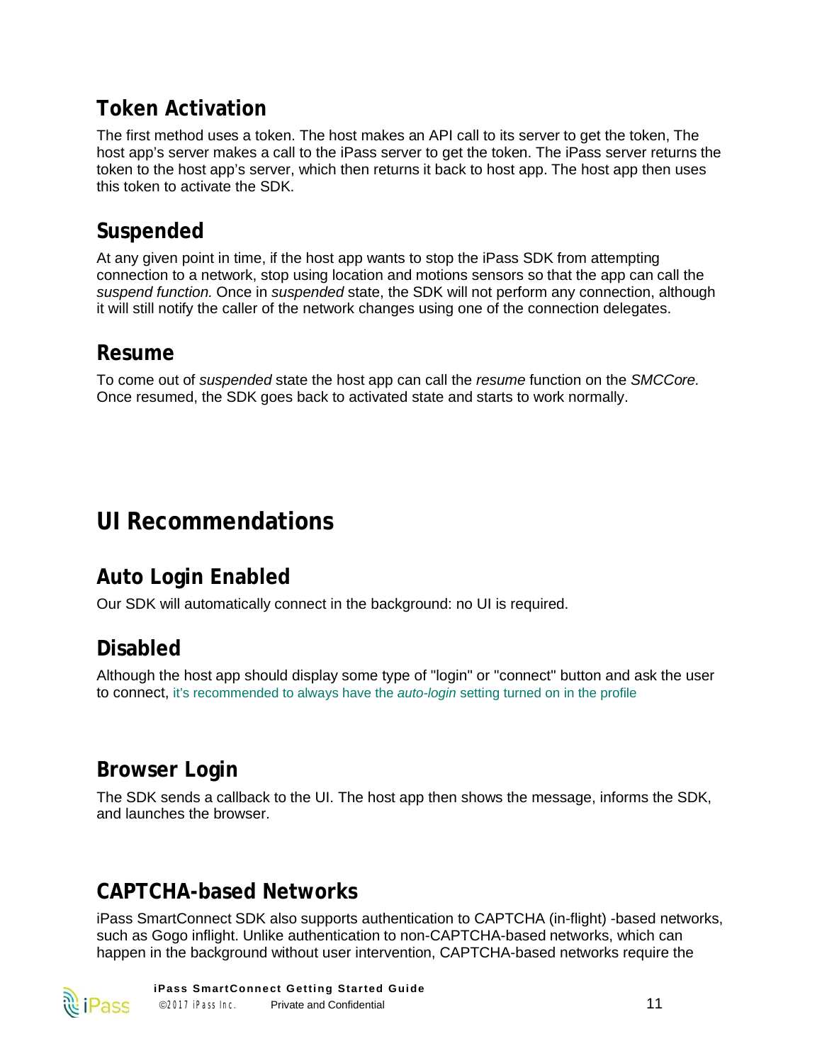## Token Activation

The first method uses a token. The host makes an API call to its server to get the token, The host app's server makes a call to the iPass server to get the token. The iPass server returns the token to the host app's server, which then returns it back to host app. The host app then uses this token to activate the SDK.

## Suspended

At any given point in time, if the host app wants to stop the iPass SDK from attempting connection to a network, stop using location and motions sensors so that the app can call the *suspend function.* Once in *suspended* state, the SDK will not perform any connection, although it will still notify the caller of the network changes using one of the connection delegates.

## Resume

To come out of *suspended* state the host app can call the *resume* function on the *SMCCore.* Once resumed, the SDK goes back to activated state and starts to work normally.

# UI Recommendations

## Auto Login Enabled

Our SDK will automatically connect in the background: no UI is required.

## Disabled

Although the host app should display some type of "login" or "connect" button and ask the user to connect, it's recommended to always have the *auto-login* setting turned on in the profile

## Browser Login

The SDK sends a callback to the UI. The host app then shows the message, informs the SDK, and launches the browser.

## CAPTCHA-based Networks

iPass SmartConnect SDK also supports authentication to CAPTCHA (in-flight) -based networks, such as Gogo inflight. Unlike authentication to non-CAPTCHA-based networks, which can happen in the background without user intervention, CAPTCHA-based networks require the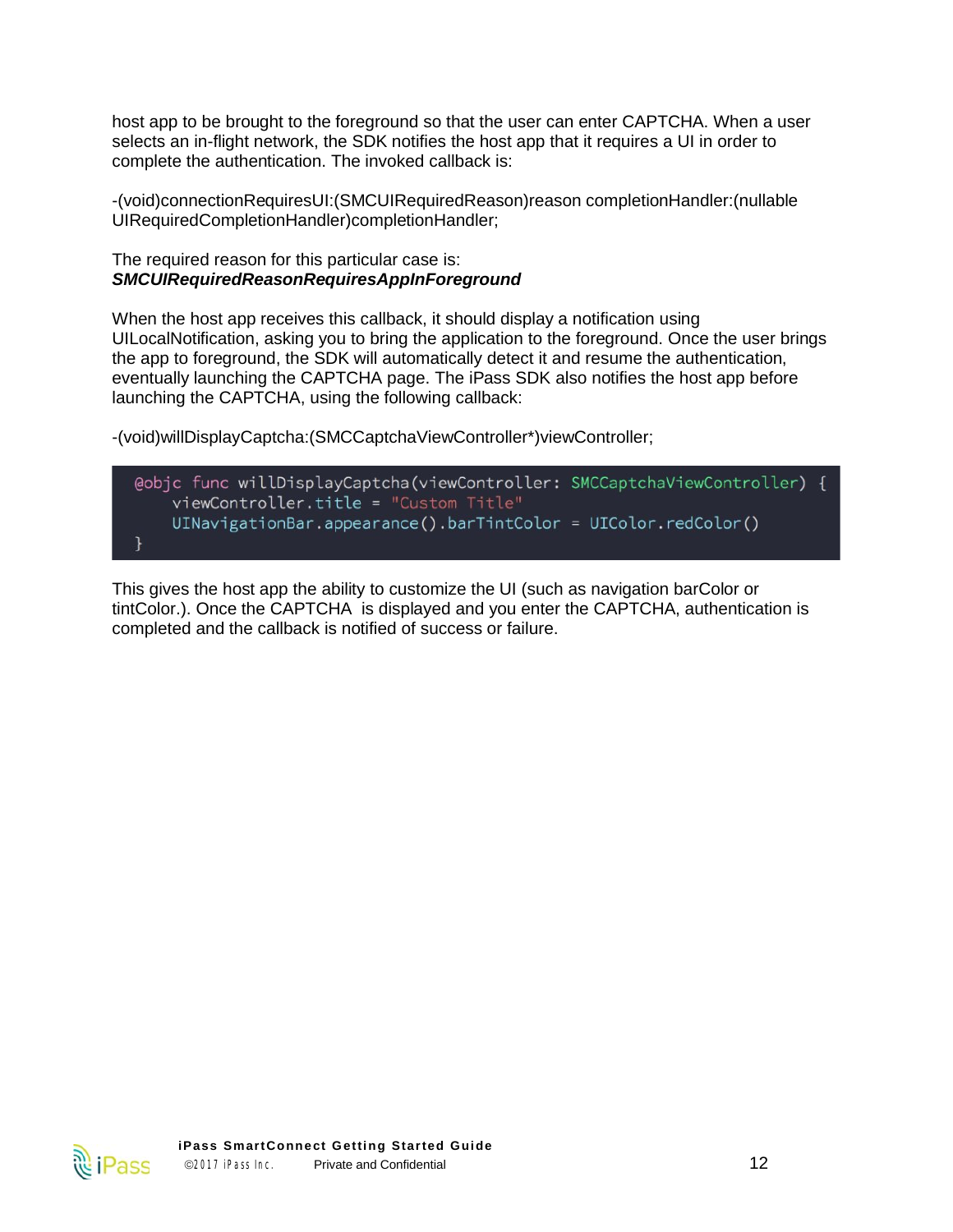host app to be brought to the foreground so that the user can enter CAPTCHA. When a user selects an in-flight network, the SDK notifies the host app that it requires a UI in order to complete the authentication. The invoked callback is:

-(void)connectionRequiresUI:(SMCUIRequiredReason)reason completionHandler:(nullable UIRequiredCompletionHandler)completionHandler;

The required reason for this particular case is:
***SMCUIRequiredReasonRequiresAppInForeground***

When the host app receives this callback, it should display a notification using UILocalNotification, asking you to bring the application to the foreground. Once the user brings the app to foreground, the SDK will automatically detect it and resume the authentication, eventually launching the CAPTCHA page. The iPass SDK also notifies the host app before launching the CAPTCHA, using the following callback:

-(void)willDisplayCaptcha:(SMCCaptchaViewController*)viewController;

```
@objc func willDisplayCaptcha(viewController: SMCCaptchaViewController) {
    viewController.title = "Custom Title"
    UINavigationBar.appearance().barTintColor = UIColor.redColor()
}
```

This gives the host app the ability to customize the UI (such as navigation barColor or tintColor.). Once the CAPTCHA is displayed and you enter the CAPTCHA, authentication is completed and the callback is notified of success or failure.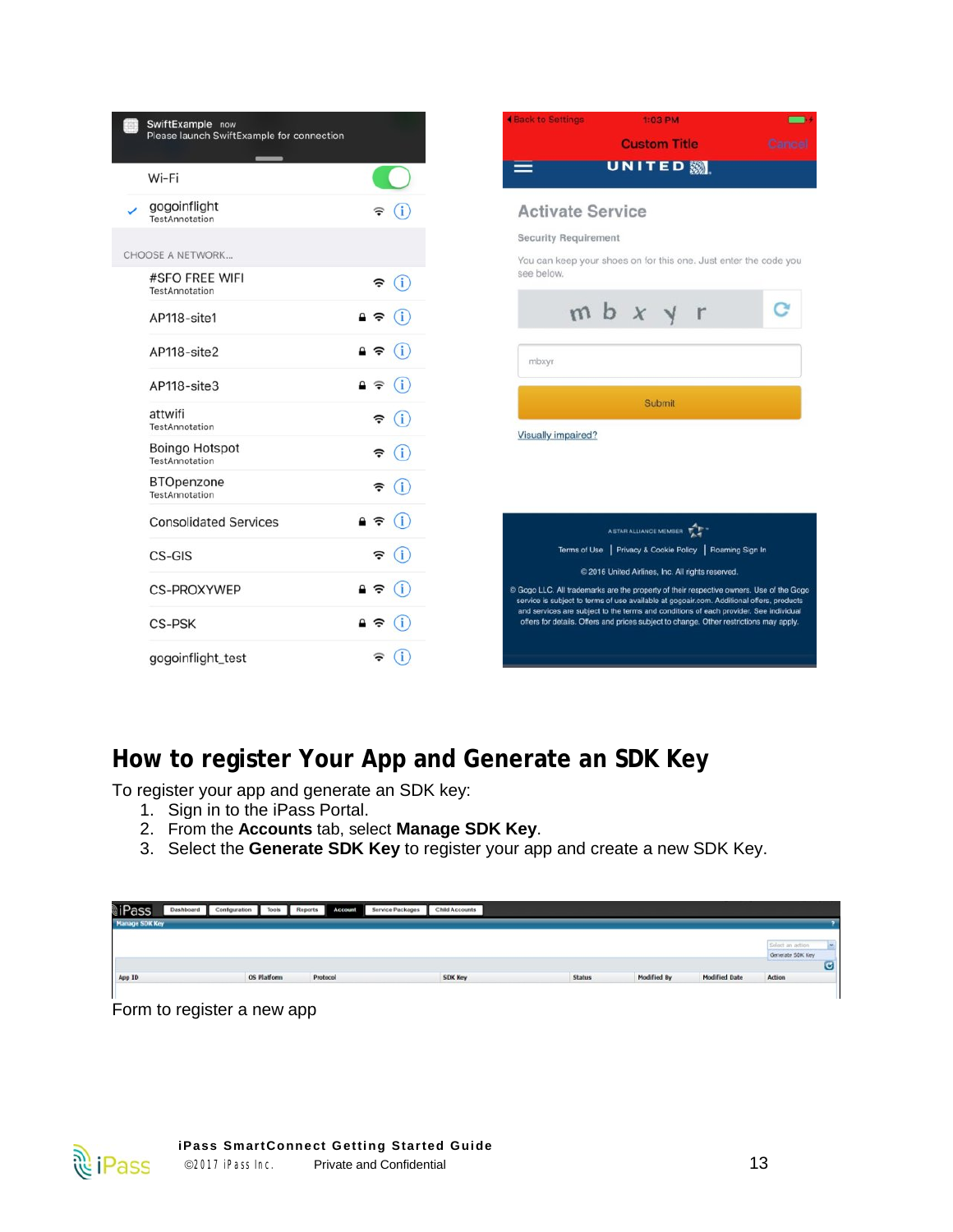## How to register Your App and Generate an SDK Key

To register your app and generate an SDK key:

1. Sign in to the iPass Portal.
2. From the **Accounts** tab, select **Manage SDK Key**.
3. Select the **Generate SDK Key** to register your app and create a new SDK Key.

Form to register a new app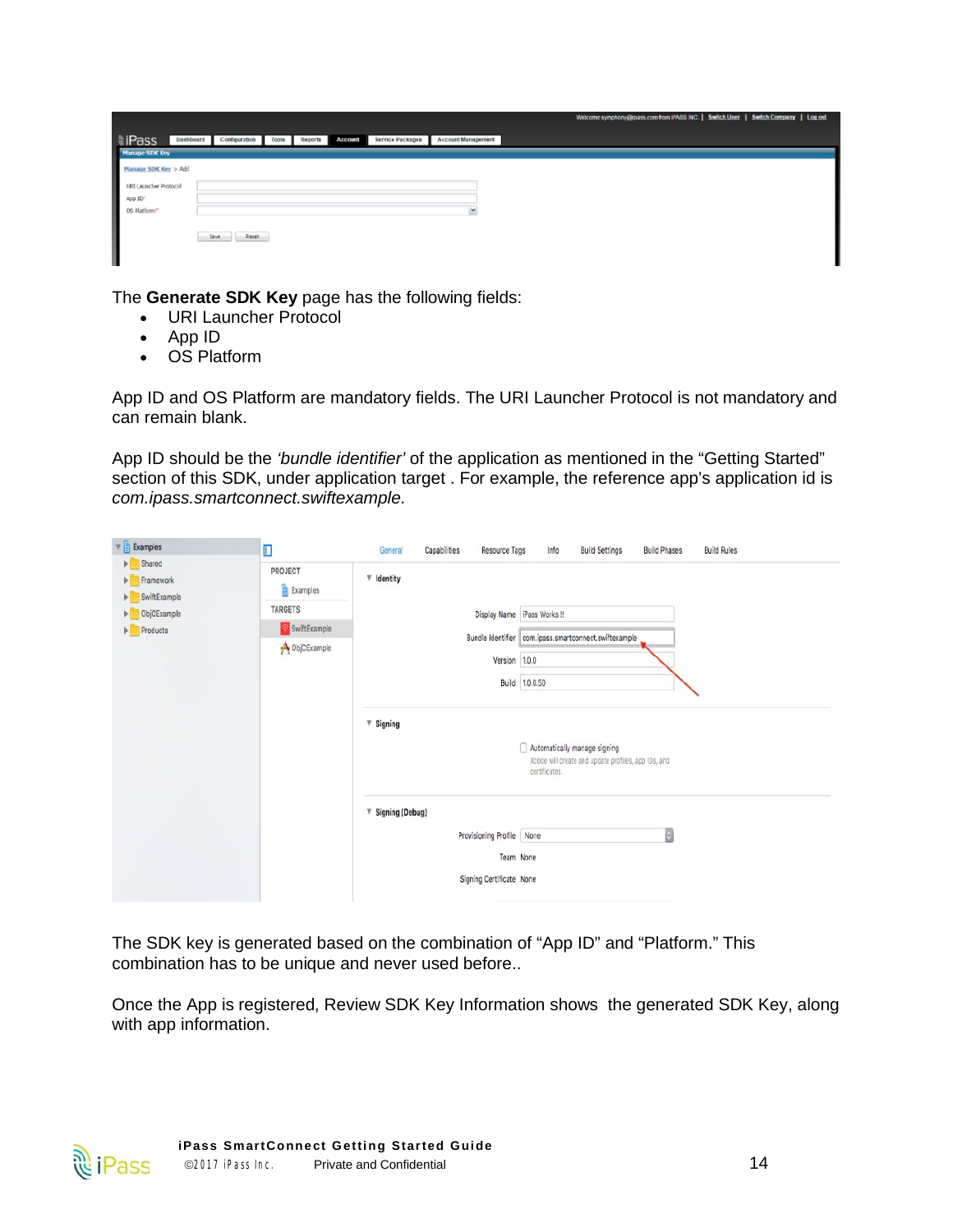The **Generate SDK Key** page has the following fields:

- URI Launcher Protocol
- App ID
- OS Platform

App ID and OS Platform are mandatory fields. The URI Launcher Protocol is not mandatory and can remain blank.

App ID should be the *'bundle identifier'* of the application as mentioned in the "Getting Started" section of this SDK, under application target . For example, the reference app's application id is *com.ipass.smartconnect.swiftexample.*

The SDK key is generated based on the combination of "App ID" and "Platform." This combination has to be unique and never used before..

Once the App is registered, Review SDK Key Information shows the generated SDK Key, along with app information.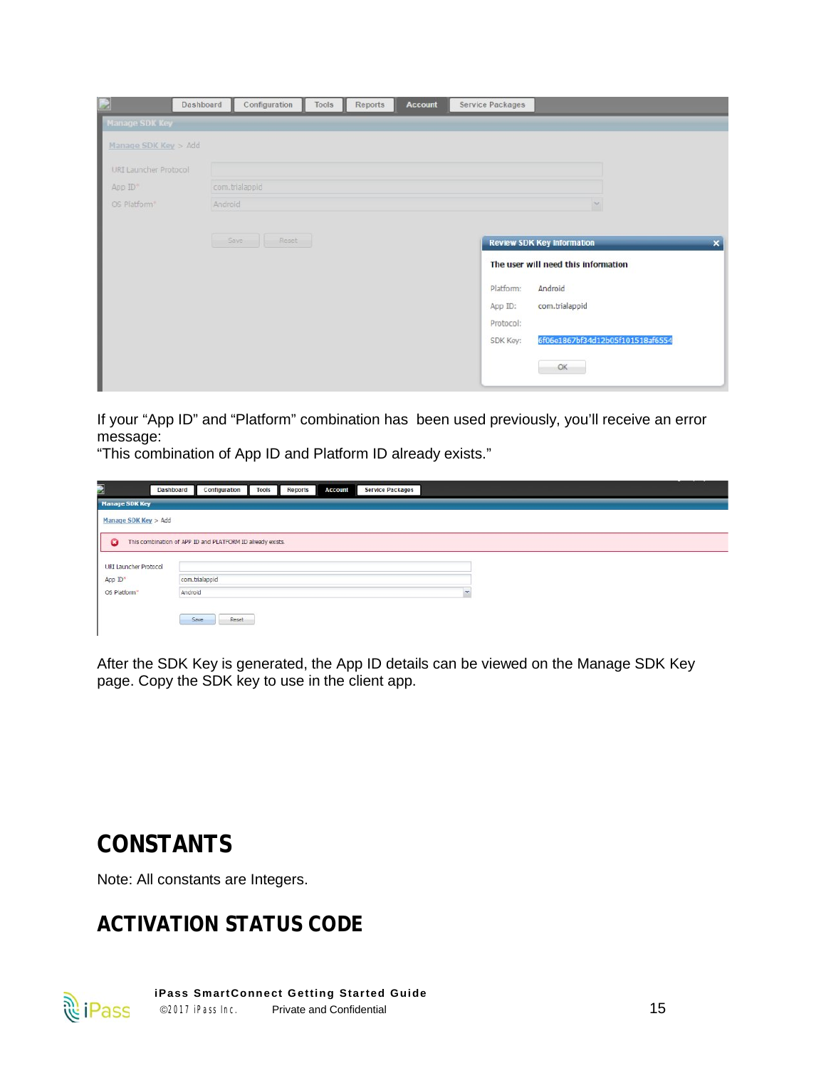If your “App ID” and “Platform” combination has  been used previously, you’ll receive an error message:
“This combination of App ID and Platform ID already exists.”

After the SDK Key is generated, the App ID details can be viewed on the Manage SDK Key page. Copy the SDK key to use in the client app.

# CONSTANTS

Note: All constants are Integers.

## ACTIVATION STATUS CODE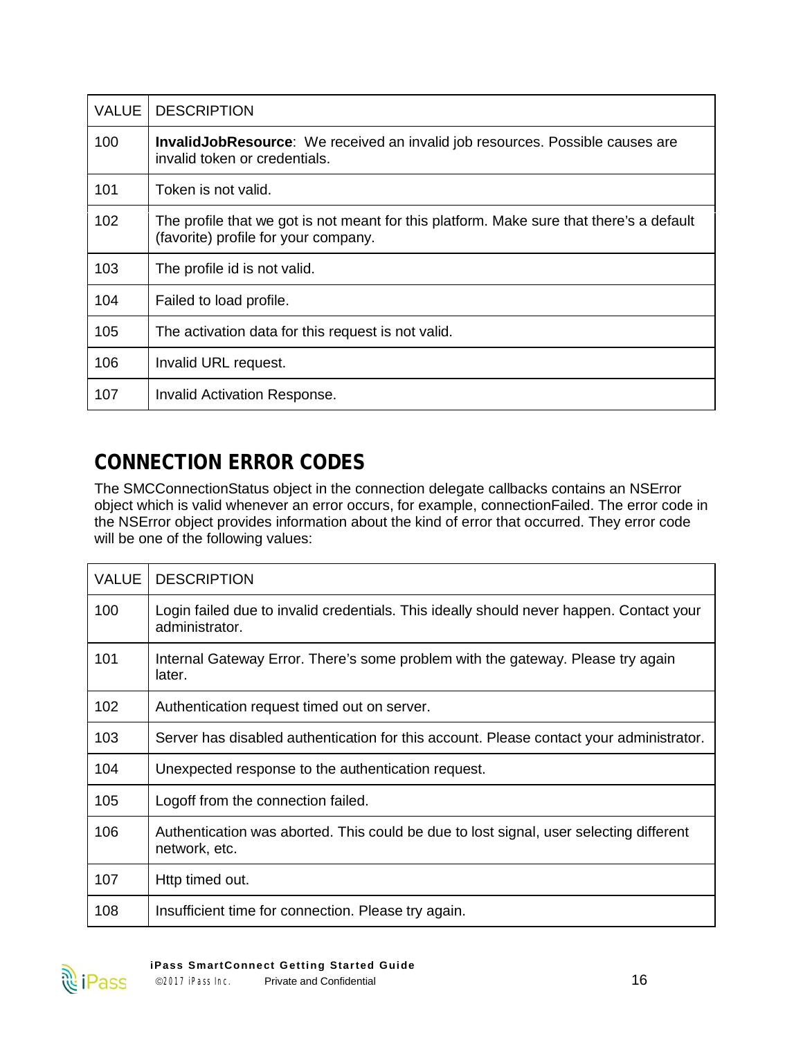| VALUE | DESCRIPTION |
|---|---|
| 100 | **InvalidJobResource**: We received an invalid job resources. Possible causes are invalid token or credentials. |
| 101 | Token is not valid. |
| 102 | The profile that we got is not meant for this platform. Make sure that there's a default (favorite) profile for your company. |
| 103 | The profile id is not valid. |
| 104 | Failed to load profile. |
| 105 | The activation data for this request is not valid. |
| 106 | Invalid URL request. |
| 107 | Invalid Activation Response. |

## CONNECTION ERROR CODES

The SMCConnectionStatus object in the connection delegate callbacks contains an NSError object which is valid whenever an error occurs, for example, connectionFailed. The error code in the NSError object provides information about the kind of error that occurred. They error code will be one of the following values:

| VALUE | DESCRIPTION |
|---|---|
| 100 | Login failed due to invalid credentials. This ideally should never happen. Contact your administrator. |
| 101 | Internal Gateway Error. There's some problem with the gateway. Please try again later. |
| 102 | Authentication request timed out on server. |
| 103 | Server has disabled authentication for this account. Please contact your administrator. |
| 104 | Unexpected response to the authentication request. |
| 105 | Logoff from the connection failed. |
| 106 | Authentication was aborted. This could be due to lost signal, user selecting different network, etc. |
| 107 | Http timed out. |
| 108 | Insufficient time for connection. Please try again. |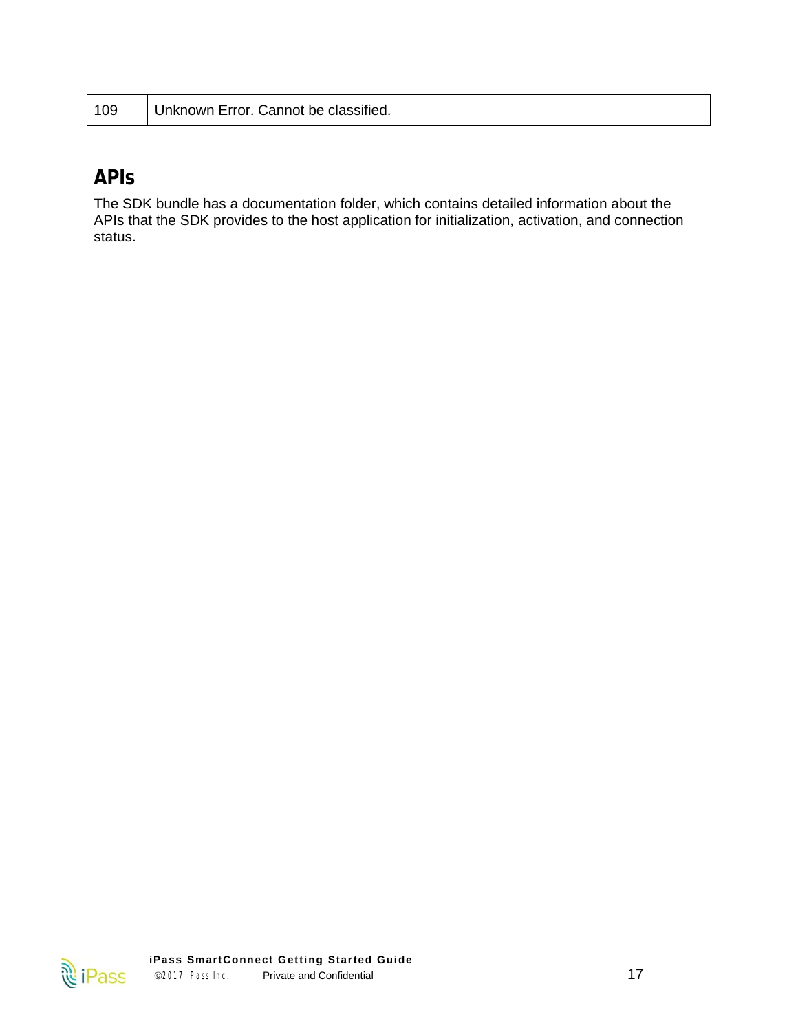| | |
|---|---|
| 109 | Unknown Error. Cannot be classified. |

## APIs

The SDK bundle has a documentation folder, which contains detailed information about the APIs that the SDK provides to the host application for initialization, activation, and connection status.